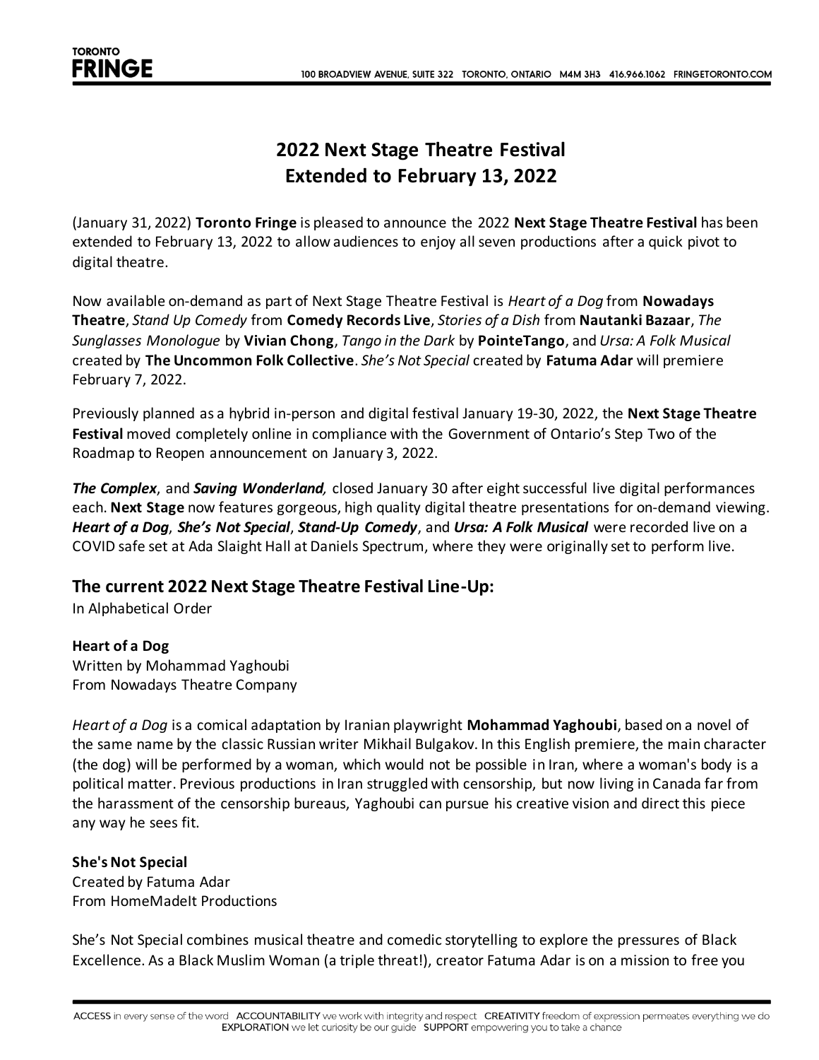# 2022 Next Stage Theatre Festival Extended to February 13, 2022

(January 31, 2022) **Toronto Fringe** is pleased to announce the 2022 **Next Stage Theatre Festival** has been extended to February 13, 2022 to allow audiences to enjoy all seven productions after a quick pivot to digital theatre.

Now available on-demand as part of Next Stage Theatre Festival is *Heart of a Dog* from **Nowadays Theatre**, *Stand Up Comedy* from **Comedy Records Live**, *Stories of a Dish* from **Nautanki Bazaar**, *The Sunglasses Monologue* by **Vivian Chong**, *Tango in the Dark* by **PointeTango**, and *Ursa: A Folk Musical* created by **The Uncommon Folk Collective**. *She's Not Special* created by **Fatuma Adar** will premiere February 7, 2022.

Previously planned as a hybrid in-person and digital festival January 19-30, 2022, the **Next Stage Theatre Festival** moved completely online in compliance with the Government of Ontario's Step Two of the Roadmap to Reopen announcement on January 3, 2022.

***The Complex***, and ***Saving Wonderland,*** closed January 30 after eight successful live digital performances each. **Next Stage** now features gorgeous, high quality digital theatre presentations for on-demand viewing. ***Heart of a Dog***, ***She's Not Special***, ***Stand-Up Comedy***, and ***Ursa: A Folk Musical*** were recorded live on a COVID safe set at Ada Slaight Hall at Daniels Spectrum, where they were originally set to perform live.

## The current 2022 Next Stage Theatre Festival Line-Up:

In Alphabetical Order

**Heart of a Dog**
Written by Mohammad Yaghoubi
From Nowadays Theatre Company

*Heart of a Dog* is a comical adaptation by Iranian playwright **Mohammad Yaghoubi**, based on a novel of the same name by the classic Russian writer Mikhail Bulgakov. In this English premiere, the main character (the dog) will be performed by a woman, which would not be possible in Iran, where a woman's body is a political matter. Previous productions in Iran struggled with censorship, but now living in Canada far from the harassment of the censorship bureaus, Yaghoubi can pursue his creative vision and direct this piece any way he sees fit.

**She's Not Special**
Created by Fatuma Adar
From HomeMadeIt Productions

She's Not Special combines musical theatre and comedic storytelling to explore the pressures of Black Excellence. As a Black Muslim Woman (a triple threat!), creator Fatuma Adar is on a mission to free you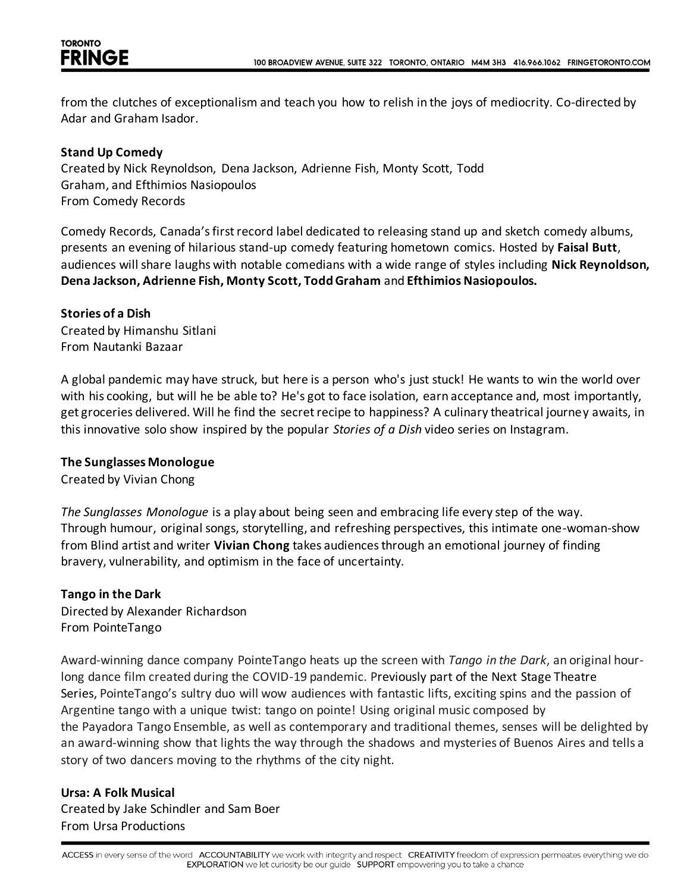from the clutches of exceptionalism and teach you how to relish in the joys of mediocrity. Co-directed by Adar and Graham Isador.

**Stand Up Comedy**
Created by Nick Reynoldson, Dena Jackson, Adrienne Fish, Monty Scott, Todd Graham, and Efthimios Nasiopoulos
From Comedy Records

Comedy Records, Canada's first record label dedicated to releasing stand up and sketch comedy albums, presents an evening of hilarious stand-up comedy featuring hometown comics. Hosted by **Faisal Butt**, audiences will share laughs with notable comedians with a wide range of styles including **Nick Reynoldson, Dena Jackson, Adrienne Fish, Monty Scott, Todd Graham** and **Efthimios Nasiopoulos.**

**Stories of a Dish**
Created by Himanshu Sitlani
From Nautanki Bazaar

A global pandemic may have struck, but here is a person who's just stuck! He wants to win the world over with his cooking, but will he be able to? He's got to face isolation, earn acceptance and, most importantly, get groceries delivered. Will he find the secret recipe to happiness? A culinary theatrical journey awaits, in this innovative solo show inspired by the popular *Stories of a Dish* video series on Instagram.

**The Sunglasses Monologue**
Created by Vivian Chong

*The Sunglasses Monologue* is a play about being seen and embracing life every step of the way. Through humour, original songs, storytelling, and refreshing perspectives, this intimate one-woman-show from Blind artist and writer **Vivian Chong** takes audiences through an emotional journey of finding bravery, vulnerability, and optimism in the face of uncertainty.

**Tango in the Dark**
Directed by Alexander Richardson
From PointeTango

Award-winning dance company PointeTango heats up the screen with *Tango in the Dark*, an original hour-long dance film created during the COVID-19 pandemic. Previously part of the Next Stage Theatre Series, PointeTango's sultry duo will wow audiences with fantastic lifts, exciting spins and the passion of Argentine tango with a unique twist: tango on pointe! Using original music composed by the Payadora Tango Ensemble, as well as contemporary and traditional themes, senses will be delighted by an award-winning show that lights the way through the shadows and mysteries of Buenos Aires and tells a story of two dancers moving to the rhythms of the city night.

**Ursa: A Folk Musical**
Created by Jake Schindler and Sam Boer
From Ursa Productions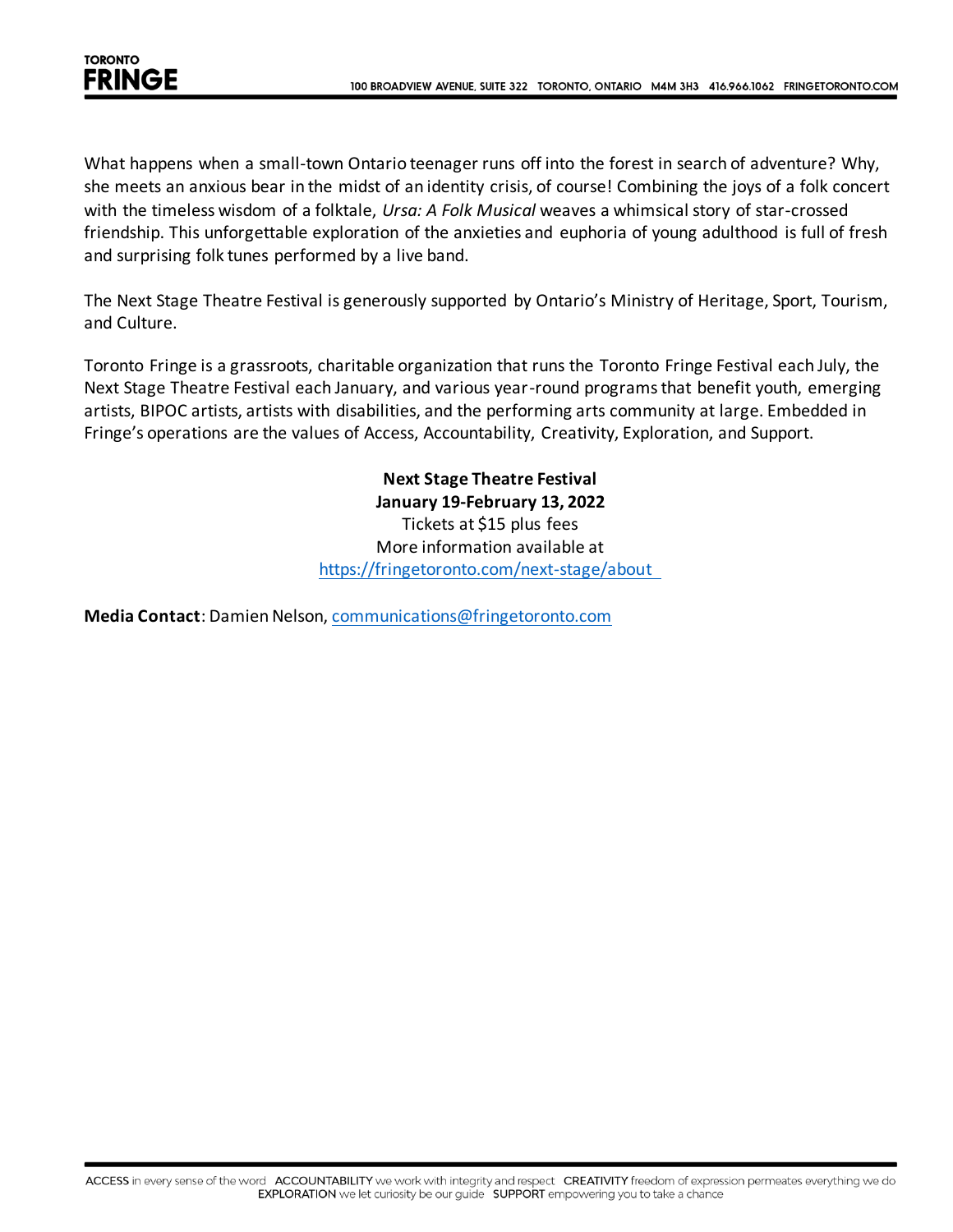What happens when a small-town Ontario teenager runs off into the forest in search of adventure? Why, she meets an anxious bear in the midst of an identity crisis, of course! Combining the joys of a folk concert with the timeless wisdom of a folktale, *Ursa: A Folk Musical* weaves a whimsical story of star-crossed friendship. This unforgettable exploration of the anxieties and euphoria of young adulthood is full of fresh and surprising folk tunes performed by a live band.

The Next Stage Theatre Festival is generously supported by Ontario's Ministry of Heritage, Sport, Tourism, and Culture.

Toronto Fringe is a grassroots, charitable organization that runs the Toronto Fringe Festival each July, the Next Stage Theatre Festival each January, and various year-round programs that benefit youth, emerging artists, BIPOC artists, artists with disabilities, and the performing arts community at large. Embedded in Fringe's operations are the values of Access, Accountability, Creativity, Exploration, and Support.

**Next Stage Theatre Festival**
**January 19-February 13, 2022**
Tickets at $15 plus fees
More information available at
https://fringetoronto.com/next-stage/about

**Media Contact**: Damien Nelson, communications@fringetoronto.com